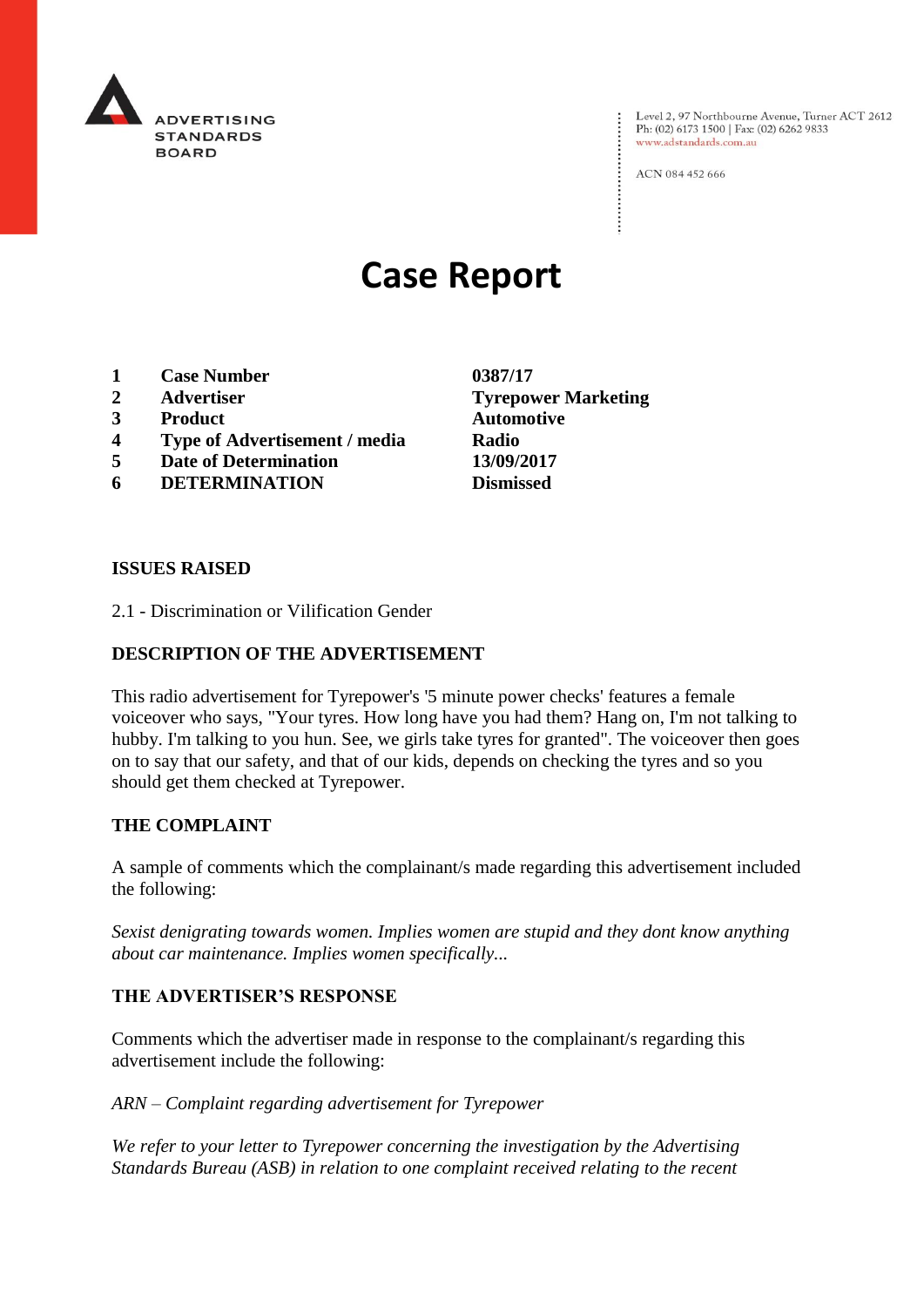ADVERTISING STANDARDS BOARD

Level 2, 97 Northbourne Avenue, Turner ACT 2612
Ph: (02) 6173 1500 | Fax: (02) 6262 9833
www.adstandards.com.au

ACN 084 452 666

# Case Report

| | | |
|---|---|---|
| **1** | **Case Number** | **0387/17** |
| **2** | **Advertiser** | **Tyrepower Marketing** |
| **3** | **Product** | **Automotive** |
| **4** | **Type of Advertisement / media** | **Radio** |
| **5** | **Date of Determination** | **13/09/2017** |
| **6** | **DETERMINATION** | **Dismissed** |

**ISSUES RAISED**

2.1 - Discrimination or Vilification Gender

**DESCRIPTION OF THE ADVERTISEMENT**

This radio advertisement for Tyrepower's '5 minute power checks' features a female voiceover who says, "Your tyres. How long have you had them? Hang on, I'm not talking to hubby. I'm talking to you hun. See, we girls take tyres for granted". The voiceover then goes on to say that our safety, and that of our kids, depends on checking the tyres and so you should get them checked at Tyrepower.

**THE COMPLAINT**

A sample of comments which the complainant/s made regarding this advertisement included the following:

*Sexist denigrating towards women. Implies women are stupid and they dont know anything about car maintenance. Implies women specifically...*

**THE ADVERTISER'S RESPONSE**

Comments which the advertiser made in response to the complainant/s regarding this advertisement include the following:

*ARN – Complaint regarding advertisement for Tyrepower*

*We refer to your letter to Tyrepower concerning the investigation by the Advertising Standards Bureau (ASB) in relation to one complaint received relating to the recent*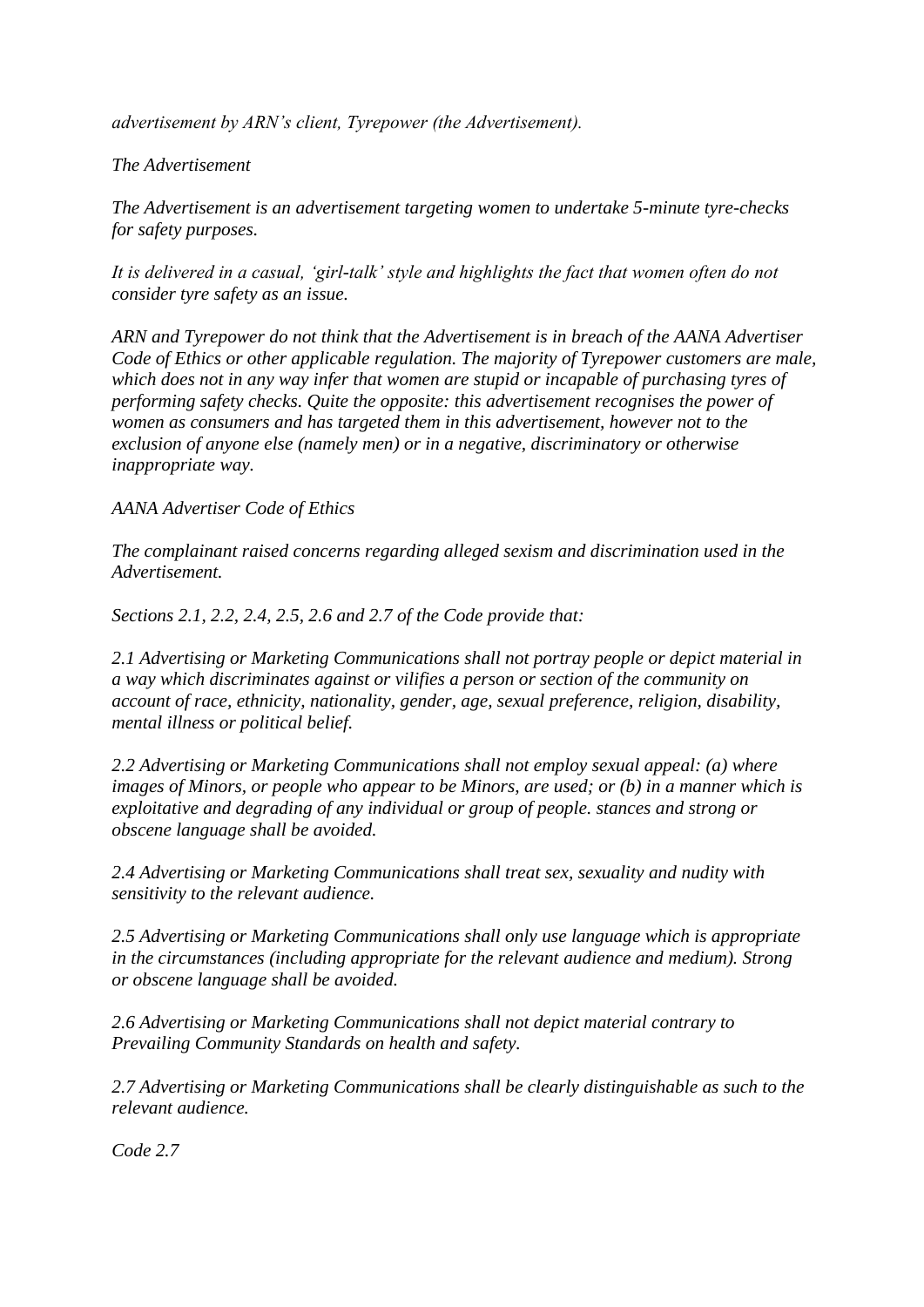*advertisement by ARN's client, Tyrepower (the Advertisement).*

*The Advertisement*

*The Advertisement is an advertisement targeting women to undertake 5-minute tyre-checks for safety purposes.*

*It is delivered in a casual, 'girl-talk' style and highlights the fact that women often do not consider tyre safety as an issue.*

*ARN and Tyrepower do not think that the Advertisement is in breach of the AANA Advertiser Code of Ethics or other applicable regulation. The majority of Tyrepower customers are male, which does not in any way infer that women are stupid or incapable of purchasing tyres of performing safety checks. Quite the opposite: this advertisement recognises the power of women as consumers and has targeted them in this advertisement, however not to the exclusion of anyone else (namely men) or in a negative, discriminatory or otherwise inappropriate way.*

*AANA Advertiser Code of Ethics*

*The complainant raised concerns regarding alleged sexism and discrimination used in the Advertisement.*

*Sections 2.1, 2.2, 2.4, 2.5, 2.6 and 2.7 of the Code provide that:*

*2.1 Advertising or Marketing Communications shall not portray people or depict material in a way which discriminates against or vilifies a person or section of the community on account of race, ethnicity, nationality, gender, age, sexual preference, religion, disability, mental illness or political belief.*

*2.2 Advertising or Marketing Communications shall not employ sexual appeal: (a) where images of Minors, or people who appear to be Minors, are used; or (b) in a manner which is exploitative and degrading of any individual or group of people. stances and strong or obscene language shall be avoided.*

*2.4 Advertising or Marketing Communications shall treat sex, sexuality and nudity with sensitivity to the relevant audience.*

*2.5 Advertising or Marketing Communications shall only use language which is appropriate in the circumstances (including appropriate for the relevant audience and medium). Strong or obscene language shall be avoided.*

*2.6 Advertising or Marketing Communications shall not depict material contrary to Prevailing Community Standards on health and safety.*

*2.7 Advertising or Marketing Communications shall be clearly distinguishable as such to the relevant audience.*

*Code 2.7*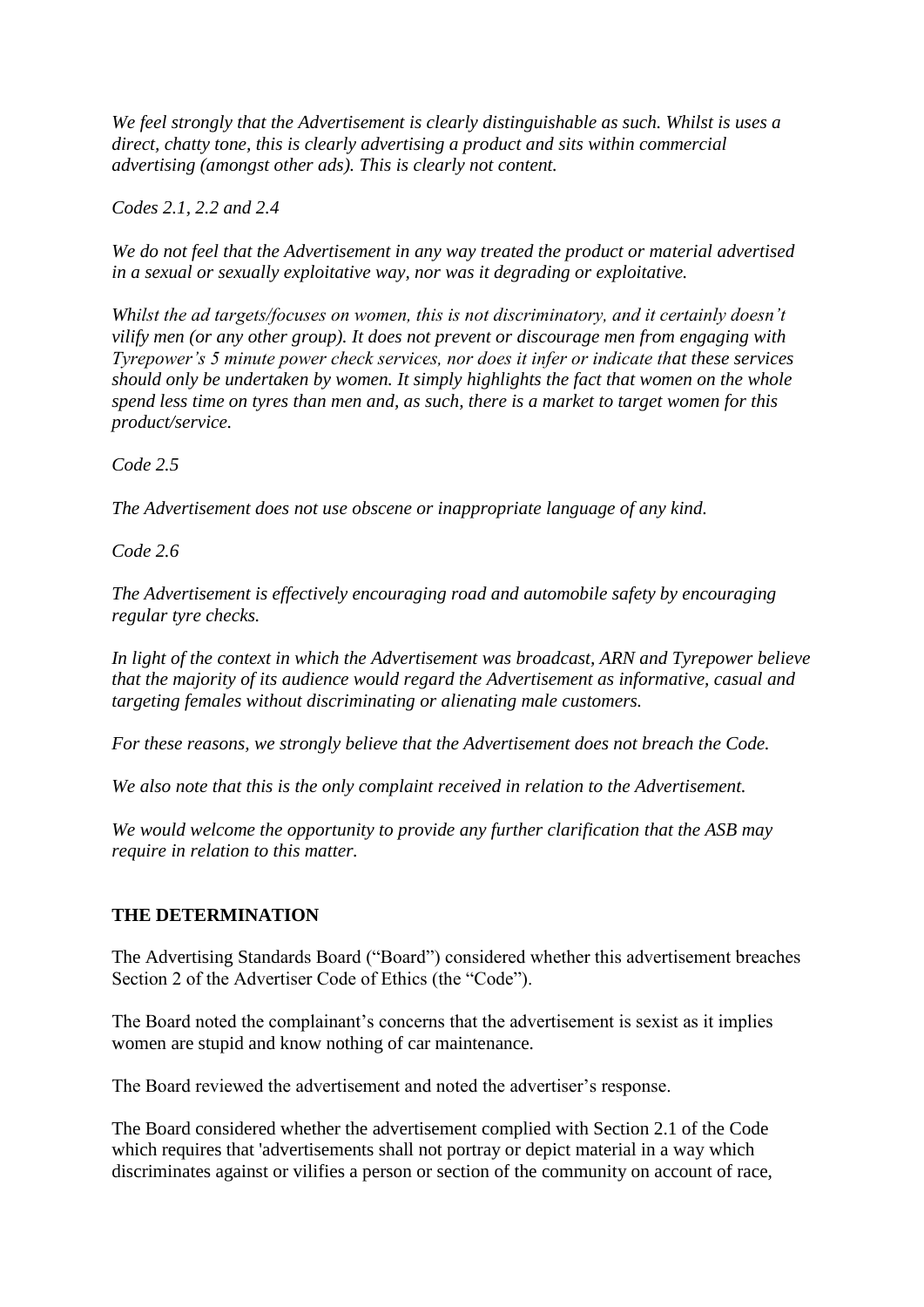*We feel strongly that the Advertisement is clearly distinguishable as such. Whilst is uses a direct, chatty tone, this is clearly advertising a product and sits within commercial advertising (amongst other ads). This is clearly not content.*

*Codes 2.1, 2.2 and 2.4*

*We do not feel that the Advertisement in any way treated the product or material advertised in a sexual or sexually exploitative way, nor was it degrading or exploitative.*

*Whilst the ad targets/focuses on women, this is not discriminatory, and it certainly doesn't vilify men (or any other group). It does not prevent or discourage men from engaging with Tyrepower's 5 minute power check services, nor does it infer or indicate that these services should only be undertaken by women. It simply highlights the fact that women on the whole spend less time on tyres than men and, as such, there is a market to target women for this product/service.*

*Code 2.5*

*The Advertisement does not use obscene or inappropriate language of any kind.*

*Code 2.6*

*The Advertisement is effectively encouraging road and automobile safety by encouraging regular tyre checks.*

*In light of the context in which the Advertisement was broadcast, ARN and Tyrepower believe that the majority of its audience would regard the Advertisement as informative, casual and targeting females without discriminating or alienating male customers.*

*For these reasons, we strongly believe that the Advertisement does not breach the Code.*

*We also note that this is the only complaint received in relation to the Advertisement.*

*We would welcome the opportunity to provide any further clarification that the ASB may require in relation to this matter.*

**THE DETERMINATION**

The Advertising Standards Board ("Board") considered whether this advertisement breaches Section 2 of the Advertiser Code of Ethics (the "Code").

The Board noted the complainant's concerns that the advertisement is sexist as it implies women are stupid and know nothing of car maintenance.

The Board reviewed the advertisement and noted the advertiser's response.

The Board considered whether the advertisement complied with Section 2.1 of the Code which requires that 'advertisements shall not portray or depict material in a way which discriminates against or vilifies a person or section of the community on account of race,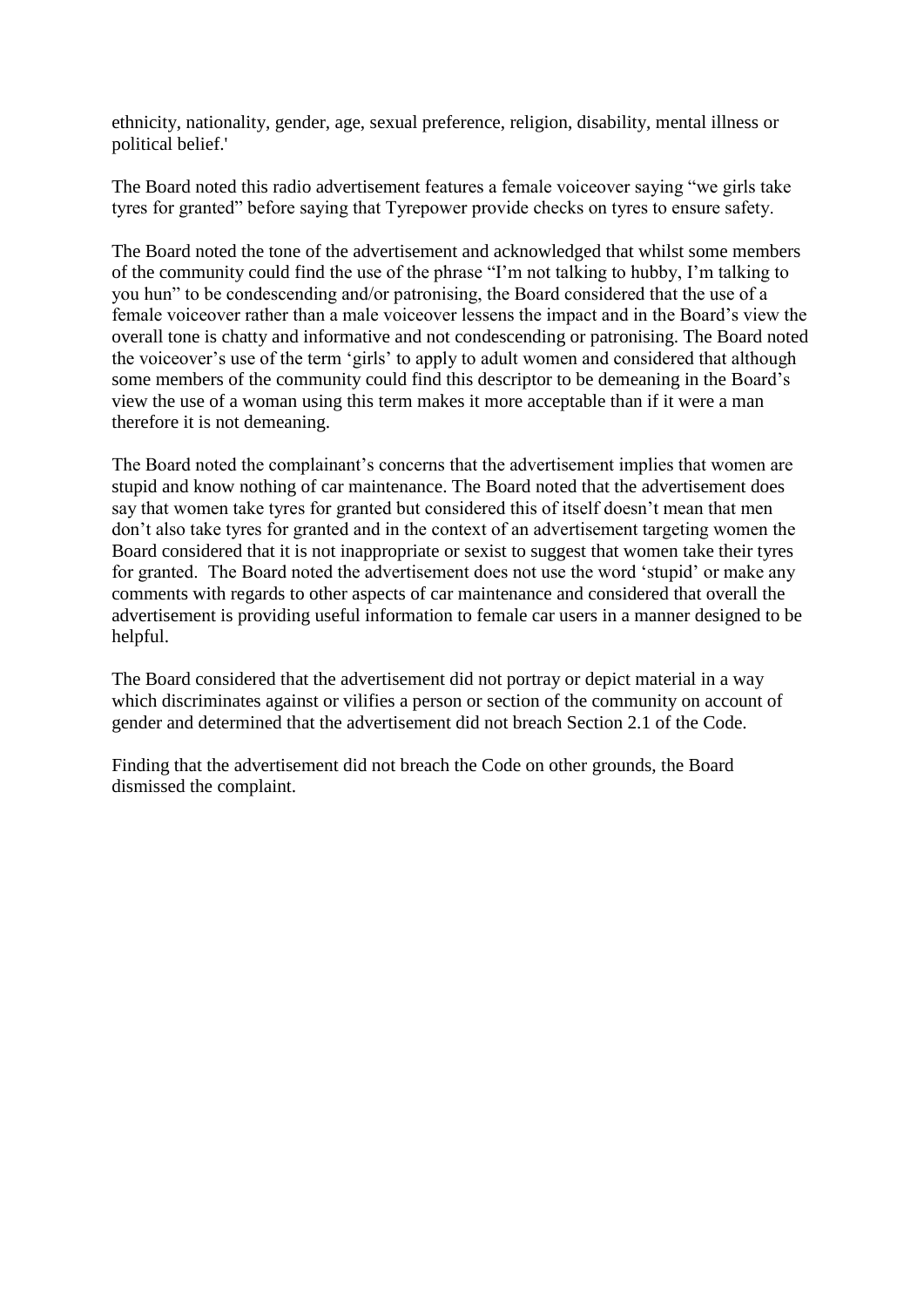ethnicity, nationality, gender, age, sexual preference, religion, disability, mental illness or political belief.'

The Board noted this radio advertisement features a female voiceover saying "we girls take tyres for granted" before saying that Tyrepower provide checks on tyres to ensure safety.

The Board noted the tone of the advertisement and acknowledged that whilst some members of the community could find the use of the phrase "I'm not talking to hubby, I'm talking to you hun" to be condescending and/or patronising, the Board considered that the use of a female voiceover rather than a male voiceover lessens the impact and in the Board's view the overall tone is chatty and informative and not condescending or patronising. The Board noted the voiceover's use of the term 'girls' to apply to adult women and considered that although some members of the community could find this descriptor to be demeaning in the Board's view the use of a woman using this term makes it more acceptable than if it were a man therefore it is not demeaning.

The Board noted the complainant's concerns that the advertisement implies that women are stupid and know nothing of car maintenance. The Board noted that the advertisement does say that women take tyres for granted but considered this of itself doesn't mean that men don't also take tyres for granted and in the context of an advertisement targeting women the Board considered that it is not inappropriate or sexist to suggest that women take their tyres for granted. The Board noted the advertisement does not use the word 'stupid' or make any comments with regards to other aspects of car maintenance and considered that overall the advertisement is providing useful information to female car users in a manner designed to be helpful.

The Board considered that the advertisement did not portray or depict material in a way which discriminates against or vilifies a person or section of the community on account of gender and determined that the advertisement did not breach Section 2.1 of the Code.

Finding that the advertisement did not breach the Code on other grounds, the Board dismissed the complaint.